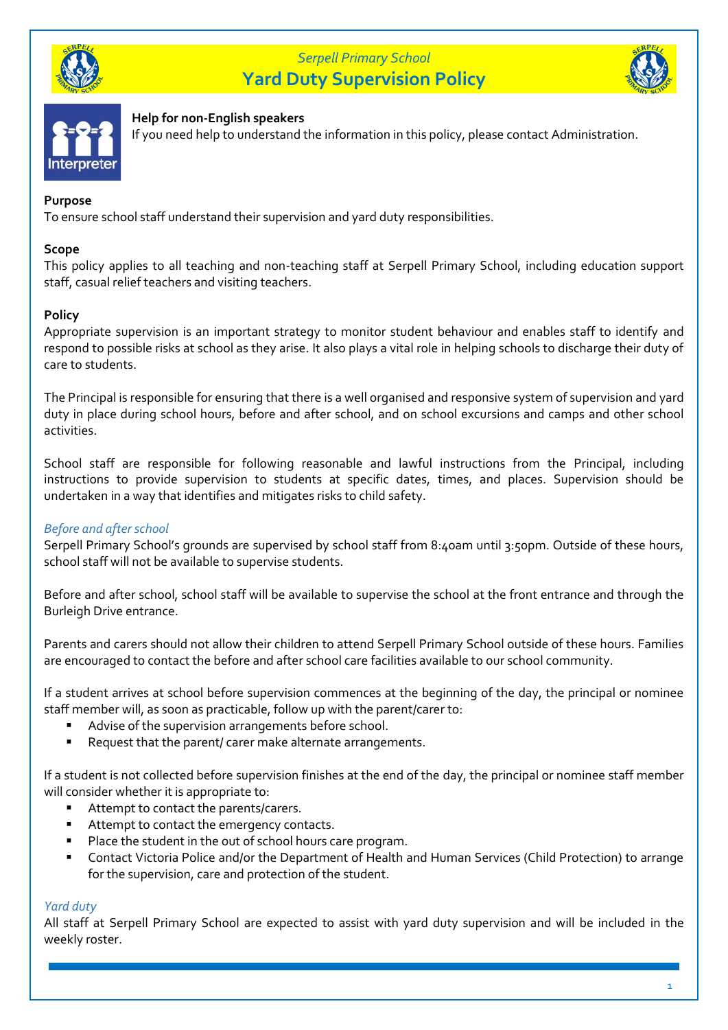*Serpell Primary School*

# Yard Duty Supervision Policy

**Help for non-English speakers**
If you need help to understand the information in this policy, please contact Administration.

**Purpose**
To ensure school staff understand their supervision and yard duty responsibilities.

**Scope**
This policy applies to all teaching and non-teaching staff at Serpell Primary School, including education support staff, casual relief teachers and visiting teachers.

**Policy**
Appropriate supervision is an important strategy to monitor student behaviour and enables staff to identify and respond to possible risks at school as they arise. It also plays a vital role in helping schools to discharge their duty of care to students.

The Principal is responsible for ensuring that there is a well organised and responsive system of supervision and yard duty in place during school hours, before and after school, and on school excursions and camps and other school activities.

School staff are responsible for following reasonable and lawful instructions from the Principal, including instructions to provide supervision to students at specific dates, times, and places. Supervision should be undertaken in a way that identifies and mitigates risks to child safety.

*Before and after school*
Serpell Primary School's grounds are supervised by school staff from 8:40am until 3:50pm. Outside of these hours, school staff will not be available to supervise students.

Before and after school, school staff will be available to supervise the school at the front entrance and through the Burleigh Drive entrance.

Parents and carers should not allow their children to attend Serpell Primary School outside of these hours. Families are encouraged to contact the before and after school care facilities available to our school community.

If a student arrives at school before supervision commences at the beginning of the day, the principal or nominee staff member will, as soon as practicable, follow up with the parent/carer to:

- Advise of the supervision arrangements before school.
- Request that the parent/ carer make alternate arrangements.

If a student is not collected before supervision finishes at the end of the day, the principal or nominee staff member will consider whether it is appropriate to:

- Attempt to contact the parents/carers.
- Attempt to contact the emergency contacts.
- Place the student in the out of school hours care program.
- Contact Victoria Police and/or the Department of Health and Human Services (Child Protection) to arrange for the supervision, care and protection of the student.

*Yard duty*
All staff at Serpell Primary School are expected to assist with yard duty supervision and will be included in the weekly roster.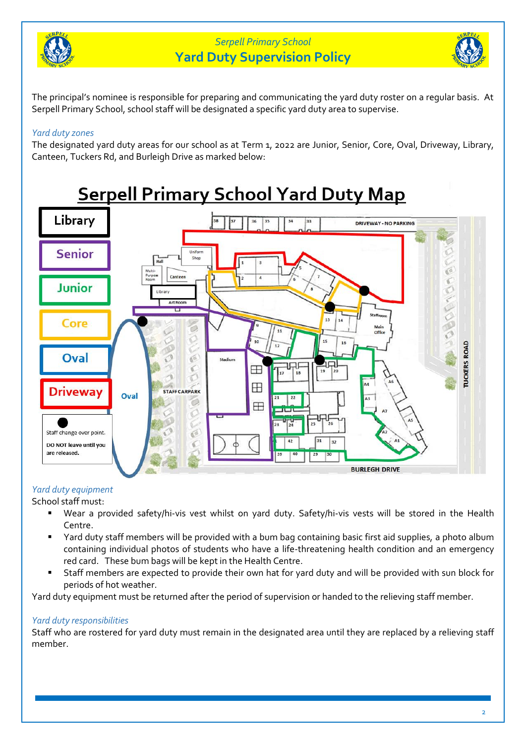The principal's nominee is responsible for preparing and communicating the yard duty roster on a regular basis. At Serpell Primary School, school staff will be designated a specific yard duty area to supervise.

*Yard duty zones*

The designated yard duty areas for our school as at Term 1, 2022 are Junior, Senior, Core, Oval, Driveway, Library, Canteen, Tuckers Rd, and Burleigh Drive as marked below:

## Serpell Primary School Yard Duty Map

Library

Senior

Junior

Core

Oval

Driveway

Staff change over point.

**DO NOT leave until you are released.**

*Yard duty equipment*

School staff must:

- Wear a provided safety/hi-vis vest whilst on yard duty. Safety/hi-vis vests will be stored in the Health Centre.
- Yard duty staff members will be provided with a bum bag containing basic first aid supplies, a photo album containing individual photos of students who have a life-threatening health condition and an emergency red card. These bum bags will be kept in the Health Centre.
- Staff members are expected to provide their own hat for yard duty and will be provided with sun block for periods of hot weather.

Yard duty equipment must be returned after the period of supervision or handed to the relieving staff member.

*Yard duty responsibilities*

Staff who are rostered for yard duty must remain in the designated area until they are replaced by a relieving staff member.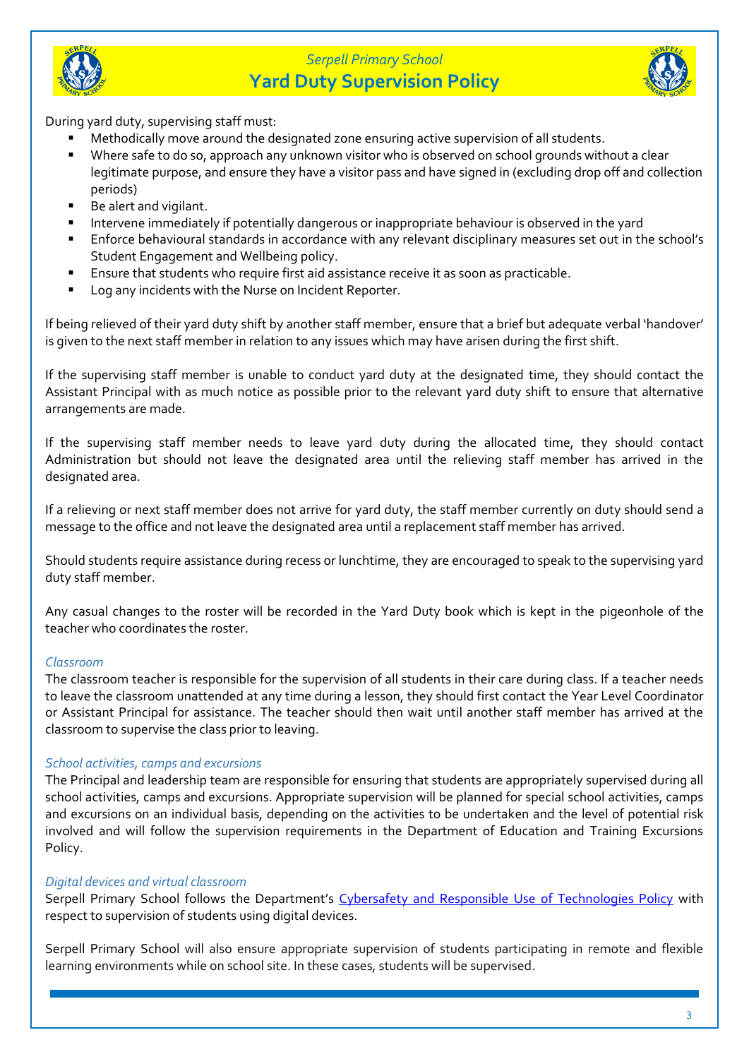During yard duty, supervising staff must:

- Methodically move around the designated zone ensuring active supervision of all students.
- Where safe to do so, approach any unknown visitor who is observed on school grounds without a clear legitimate purpose, and ensure they have a visitor pass and have signed in (excluding drop off and collection periods)
- Be alert and vigilant.
- Intervene immediately if potentially dangerous or inappropriate behaviour is observed in the yard
- Enforce behavioural standards in accordance with any relevant disciplinary measures set out in the school's Student Engagement and Wellbeing policy.
- Ensure that students who require first aid assistance receive it as soon as practicable.
- Log any incidents with the Nurse on Incident Reporter.

If being relieved of their yard duty shift by another staff member, ensure that a brief but adequate verbal 'handover' is given to the next staff member in relation to any issues which may have arisen during the first shift.

If the supervising staff member is unable to conduct yard duty at the designated time, they should contact the Assistant Principal with as much notice as possible prior to the relevant yard duty shift to ensure that alternative arrangements are made.

If the supervising staff member needs to leave yard duty during the allocated time, they should contact Administration but should not leave the designated area until the relieving staff member has arrived in the designated area.

If a relieving or next staff member does not arrive for yard duty, the staff member currently on duty should send a message to the office and not leave the designated area until a replacement staff member has arrived.

Should students require assistance during recess or lunchtime, they are encouraged to speak to the supervising yard duty staff member.

Any casual changes to the roster will be recorded in the Yard Duty book which is kept in the pigeonhole of the teacher who coordinates the roster.

### *Classroom*

The classroom teacher is responsible for the supervision of all students in their care during class. If a teacher needs to leave the classroom unattended at any time during a lesson, they should first contact the Year Level Coordinator or Assistant Principal for assistance. The teacher should then wait until another staff member has arrived at the classroom to supervise the class prior to leaving.

### *School activities, camps and excursions*

The Principal and leadership team are responsible for ensuring that students are appropriately supervised during all school activities, camps and excursions. Appropriate supervision will be planned for special school activities, camps and excursions on an individual basis, depending on the activities to be undertaken and the level of potential risk involved and will follow the supervision requirements in the Department of Education and Training Excursions Policy.

### *Digital devices and virtual classroom*

Serpell Primary School follows the Department's Cybersafety and Responsible Use of Technologies Policy with respect to supervision of students using digital devices.

Serpell Primary School will also ensure appropriate supervision of students participating in remote and flexible learning environments while on school site. In these cases, students will be supervised.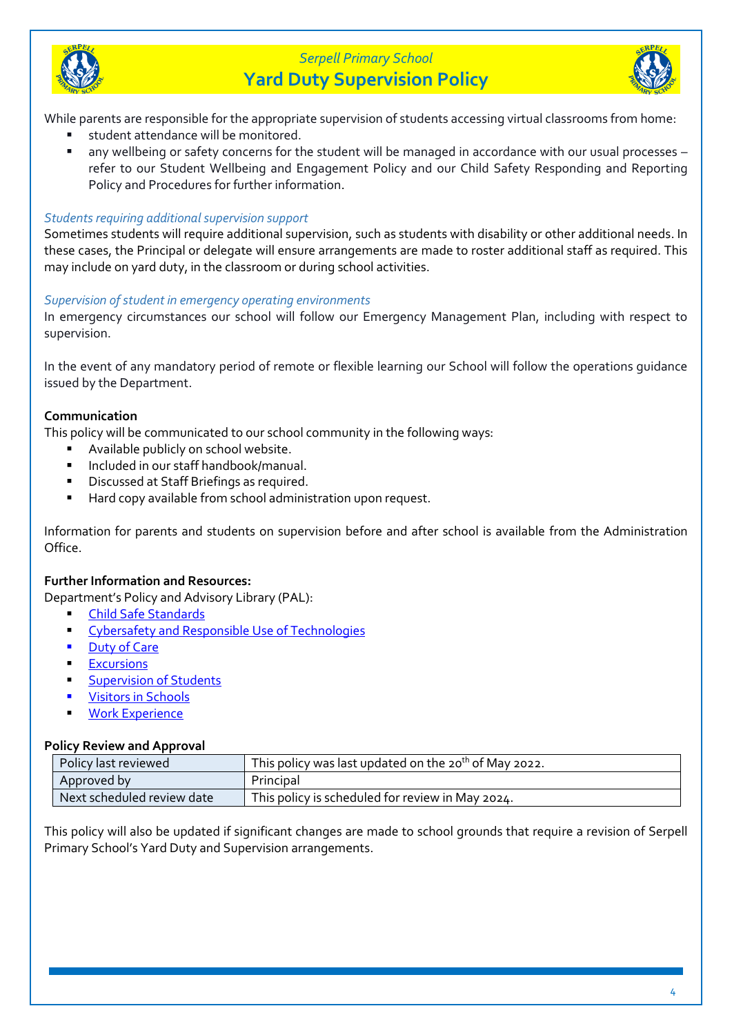While parents are responsible for the appropriate supervision of students accessing virtual classrooms from home:

- student attendance will be monitored.
- any wellbeing or safety concerns for the student will be managed in accordance with our usual processes – refer to our Student Wellbeing and Engagement Policy and our Child Safety Responding and Reporting Policy and Procedures for further information.

*Students requiring additional supervision support*

Sometimes students will require additional supervision, such as students with disability or other additional needs. In these cases, the Principal or delegate will ensure arrangements are made to roster additional staff as required. This may include on yard duty, in the classroom or during school activities.

*Supervision of student in emergency operating environments*

In emergency circumstances our school will follow our Emergency Management Plan, including with respect to supervision.

In the event of any mandatory period of remote or flexible learning our School will follow the operations guidance issued by the Department.

**Communication**

This policy will be communicated to our school community in the following ways:

- Available publicly on school website.
- Included in our staff handbook/manual.
- Discussed at Staff Briefings as required.
- Hard copy available from school administration upon request.

Information for parents and students on supervision before and after school is available from the Administration Office.

**Further Information and Resources:**

Department's Policy and Advisory Library (PAL):

- Child Safe Standards
- Cybersafety and Responsible Use of Technologies
- Duty of Care
- Excursions
- Supervision of Students
- Visitors in Schools
- Work Experience

**Policy Review and Approval**

| | |
|---|---|
| Policy last reviewed | This policy was last updated on the 20th of May 2022. |
| Approved by | Principal |
| Next scheduled review date | This policy is scheduled for review in May 2024. |

This policy will also be updated if significant changes are made to school grounds that require a revision of Serpell Primary School's Yard Duty and Supervision arrangements.